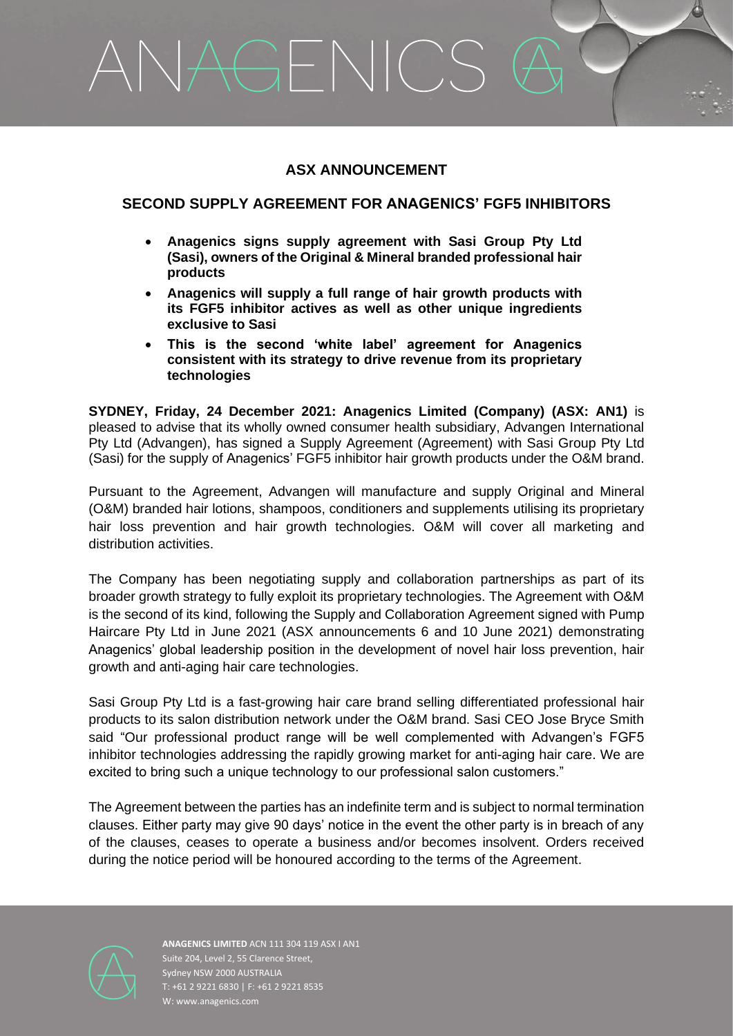# ASX ANNOUNCEMENT

## SECOND SUPPLY AGREEMENT FOR ANAGENICS' FGF5 INHIBITORS

- **Anagenics signs supply agreement with Sasi Group Pty Ltd (Sasi), owners of the Original & Mineral branded professional hair products**
- **Anagenics will supply a full range of hair growth products with its FGF5 inhibitor actives as well as other unique ingredients exclusive to Sasi**
- **This is the second 'white label' agreement for Anagenics consistent with its strategy to drive revenue from its proprietary technologies**

**SYDNEY, Friday, 24 December 2021: Anagenics Limited (Company) (ASX: AN1)** is pleased to advise that its wholly owned consumer health subsidiary, Advangen International Pty Ltd (Advangen), has signed a Supply Agreement (Agreement) with Sasi Group Pty Ltd (Sasi) for the supply of Anagenics' FGF5 inhibitor hair growth products under the O&M brand.

Pursuant to the Agreement, Advangen will manufacture and supply Original and Mineral (O&M) branded hair lotions, shampoos, conditioners and supplements utilising its proprietary hair loss prevention and hair growth technologies. O&M will cover all marketing and distribution activities.

The Company has been negotiating supply and collaboration partnerships as part of its broader growth strategy to fully exploit its proprietary technologies. The Agreement with O&M is the second of its kind, following the Supply and Collaboration Agreement signed with Pump Haircare Pty Ltd in June 2021 (ASX announcements 6 and 10 June 2021) demonstrating Anagenics' global leadership position in the development of novel hair loss prevention, hair growth and anti-aging hair care technologies.

Sasi Group Pty Ltd is a fast-growing hair care brand selling differentiated professional hair products to its salon distribution network under the O&M brand. Sasi CEO Jose Bryce Smith said "Our professional product range will be well complemented with Advangen's FGF5 inhibitor technologies addressing the rapidly growing market for anti-aging hair care. We are excited to bring such a unique technology to our professional salon customers."

The Agreement between the parties has an indefinite term and is subject to normal termination clauses. Either party may give 90 days' notice in the event the other party is in breach of any of the clauses, ceases to operate a business and/or becomes insolvent. Orders received during the notice period will be honoured according to the terms of the Agreement.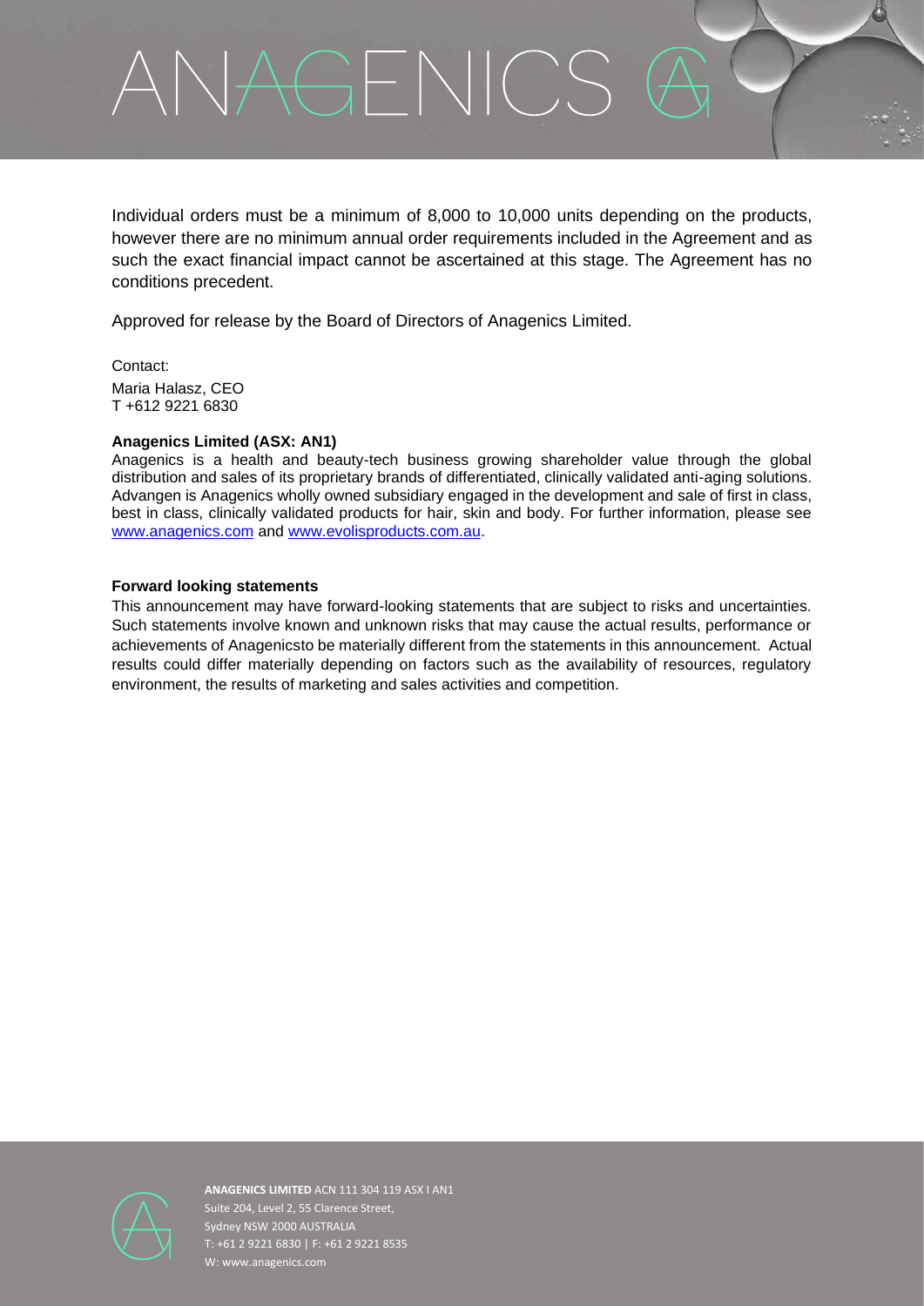Individual orders must be a minimum of 8,000 to 10,000 units depending on the products, however there are no minimum annual order requirements included in the Agreement and as such the exact financial impact cannot be ascertained at this stage. The Agreement has no conditions precedent.

Approved for release by the Board of Directors of Anagenics Limited.

Contact:
Maria Halasz, CEO
T +612 9221 6830

**Anagenics Limited (ASX: AN1)**
Anagenics is a health and beauty-tech business growing shareholder value through the global distribution and sales of its proprietary brands of differentiated, clinically validated anti-aging solutions. Advangen is Anagenics wholly owned subsidiary engaged in the development and sale of first in class, best in class, clinically validated products for hair, skin and body. For further information, please see www.anagenics.com and www.evolisproducts.com.au.

**Forward looking statements**
This announcement may have forward-looking statements that are subject to risks and uncertainties. Such statements involve known and unknown risks that may cause the actual results, performance or achievements of Anagenicsto be materially different from the statements in this announcement. Actual results could differ materially depending on factors such as the availability of resources, regulatory environment, the results of marketing and sales activities and competition.

**ANAGENICS LIMITED** ACN 111 304 119 ASX I AN1
Suite 204, Level 2, 55 Clarence Street,
Sydney NSW 2000 AUSTRALIA
T: +61 2 9221 6830 | F: +61 2 9221 8535
W: www.anagenics.com